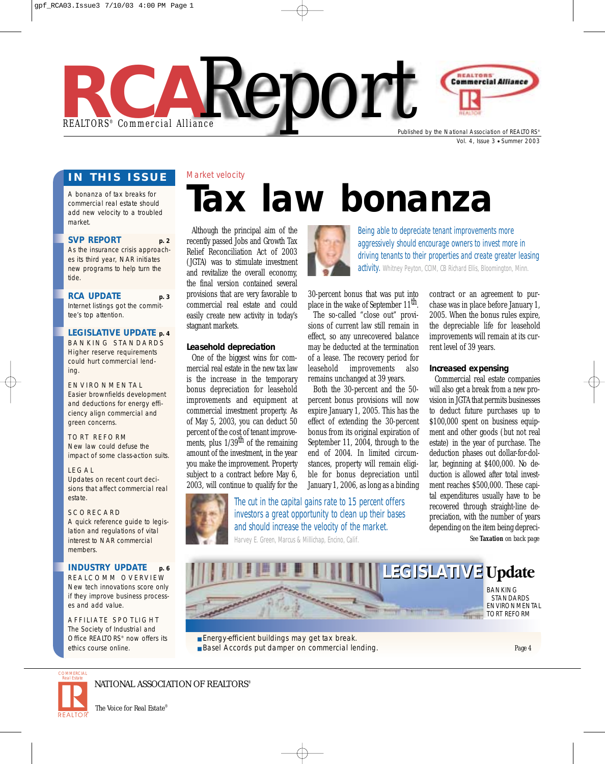# RCAReport

REALTORS® Commercial Alliance

Published by the National Association of REALTORS®

Vol. 4, Issue 3 • Summer 2003

## IN THIS ISSUE

A bonanza of tax breaks for commercial real estate should add new velocity to a troubled market.

**SVP REPORT** p. 2
As the insurance crisis approaches its third year, NAR initiates new programs to help turn the tide.

**RCA UPDATE** p. 3
Internet listings got the committee's top attention.

**LEGISLATIVE UPDATE** p. 4

BANKING STANDARDS
Higher reserve requirements could hurt commercial lending.

ENVIRONMENTAL
Easier brownfields development and deductions for energy efficiency align commercial and green concerns.

TORT REFORM
New law could defuse the impact of some class-action suits.

LEGAL
Updates on recent court decisions that affect commercial real estate.

SCORECARD
A quick reference guide to legislation and regulations of vital interest to NAR commercial members.

**INDUSTRY UPDATE** p. 6

REALCOMM OVERVIEW
New tech innovations score only if they improve business processes and add value.

AFFILIATE SPOTLIGHT
The Society of Industrial and Office REALTORS® now offers its ethics course online.

Market velocity

# Tax law bonanza

Although the principal aim of the recently passed Jobs and Growth Tax Relief Reconciliation Act of 2003 (JGTA) was to stimulate investment and revitalize the overall economy, the final version contained several provisions that are very favorable to commercial real estate and could easily create new activity in today's stagnant markets.

> Being able to depreciate tenant improvements more aggressively should encourage owners to invest more in driving tenants to their properties and create greater leasing activity. Whitney Peyton, CCIM, CB Richard Ellis, Bloomington, Minn.

### Leasehold depreciation

One of the biggest wins for commercial real estate in the new tax law is the increase in the temporary bonus depreciation for leasehold improvements and equipment at commercial investment property. As of May 5, 2003, you can deduct 50 percent of the cost of tenant improvements, plus 1/39th of the remaining amount of the investment, in the year you make the improvement. Property subject to a contract before May 6, 2003, will continue to qualify for the 30-percent bonus that was put into place in the wake of September 11th.

The so-called "close out" provisions of current law still remain in effect, so any unrecovered balance may be deducted at the termination of a lease. The recovery period for leasehold improvements also remains unchanged at 39 years.

Both the 30-percent and the 50-percent bonus provisions will now expire January 1, 2005. This has the effect of extending the 30-percent bonus from its original expiration of September 11, 2004, through to the end of 2004. In limited circumstances, property will remain eligible for bonus depreciation until January 1, 2006, as long as a binding contract or an agreement to purchase was in place before January 1, 2005. When the bonus rules expire, the depreciable life for leasehold improvements will remain at its current level of 39 years.

> The cut in the capital gains rate to 15 percent offers investors a great opportunity to clean up their bases and should increase the velocity of the market. Harvey E. Green, Marcus & Millichap, Encino, Calif.

### Increased expensing

Commercial real estate companies will also get a break from a new provision in JGTA that permits businesses to deduct future purchases up to $100,000 spent on business equipment and other goods (but not real estate) in the year of purchase. The deduction phases out dollar-for-dollar, beginning at $400,000. No deduction is allowed after total investment reaches $500,000. These capital expenditures usually have to be recovered through straight-line depreciation, with the number of years depending on the item being depreci-

See **Taxation** on back page

## LEGISLATIVE Update

BANKING STANDARDS
ENVIRONMENTAL
TORT REFORM

- Energy-efficient buildings may get tax break.
- Basel Accords put damper on commercial lending.

Page 4

NATIONAL ASSOCIATION OF REALTORS®

The Voice for Real Estate®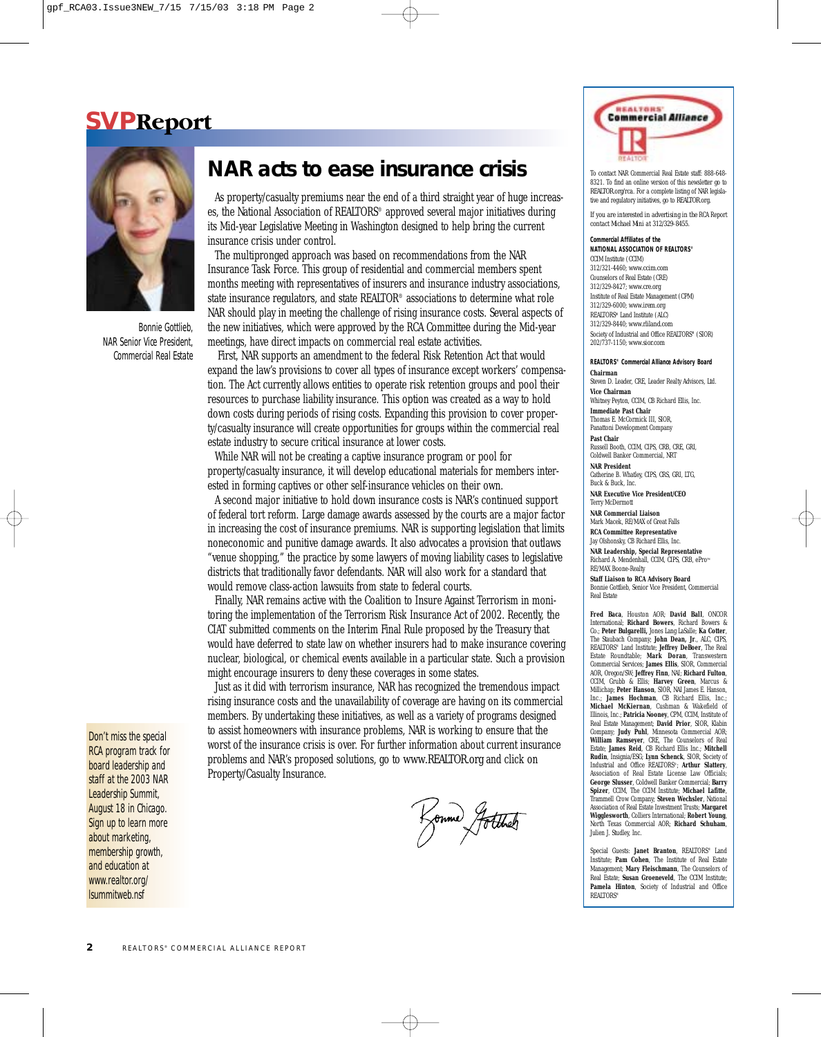# SVP Report

Bonnie Gottlieb,
NAR Senior Vice President,
Commercial Real Estate

## NAR acts to ease insurance crisis

As property/casualty premiums near the end of a third straight year of huge increases, the National Association of REALTORS® approved several major initiatives during its Mid-year Legislative Meeting in Washington designed to help bring the current insurance crisis under control.

The multipronged approach was based on recommendations from the NAR Insurance Task Force. This group of residential and commercial members spent months meeting with representatives of insurers and insurance industry associations, state insurance regulators, and state REALTOR® associations to determine what role NAR should play in meeting the challenge of rising insurance costs. Several aspects of the new initiatives, which were approved by the RCA Committee during the Mid-year meetings, have direct impacts on commercial real estate activities.

First, NAR supports an amendment to the federal Risk Retention Act that would expand the law's provisions to cover all types of insurance except workers' compensation. The Act currently allows entities to operate risk retention groups and pool their resources to purchase liability insurance. This option was created as a way to hold down costs during periods of rising costs. Expanding this provision to cover property/casualty insurance will create opportunities for groups within the commercial real estate industry to secure critical insurance at lower costs.

While NAR will not be creating a captive insurance program or pool for property/casualty insurance, it will develop educational materials for members interested in forming captives or other self-insurance vehicles on their own.

A second major initiative to hold down insurance costs is NAR's continued support of federal tort reform. Large damage awards assessed by the courts are a major factor in increasing the cost of insurance premiums. NAR is supporting legislation that limits noneconomic and punitive damage awards. It also advocates a provision that outlaws "venue shopping," the practice by some lawyers of moving liability cases to legislative districts that traditionally favor defendants. NAR will also work for a standard that would remove class-action lawsuits from state to federal courts.

Finally, NAR remains active with the Coalition to Insure Against Terrorism in monitoring the implementation of the Terrorism Risk Insurance Act of 2002. Recently, the CIAT submitted comments on the Interim Final Rule proposed by the Treasury that would have deferred to state law on whether insurers had to make insurance covering nuclear, biological, or chemical events available in a particular state. Such a provision might encourage insurers to deny these coverages in some states.

Just as it did with terrorism insurance, NAR has recognized the tremendous impact rising insurance costs and the unavailability of coverage are having on its commercial members. By undertaking these initiatives, as well as a variety of programs designed to assist homeowners with insurance problems, NAR is working to ensure that the worst of the insurance crisis is over. For further information about current insurance problems and NAR's proposed solutions, go to www.REALTOR.org and click on Property/Casualty Insurance.

Bonnie Gottlieb

Don't miss the special RCA program track for board leadership and staff at the 2003 NAR Leadership Summit, August 18 in Chicago. Sign up to learn more about marketing, membership growth, and education at www.realtor.org/lsummitweb.nsf

---

**REALTORS® Commercial Alliance**

To contact NAR Commercial Real Estate staff: 888-648-8321. To find an online version of this newsletter go to REALTOR.org/rca. For a complete listing of NAR legislative and regulatory initiatives, go to REALTOR.org.

If you are interested in advertising in the RCA Report contact Michael Mini at 312/329-8455.

**Commercial Affiliates of the NATIONAL ASSOCIATION OF REALTORS®**

CCIM Institute (CCIM)
312/321-4460; www.ccim.com
Counselors of Real Estate (CRE)
312/329-8427; www.cre.org
Institute of Real Estate Management (CPM)
312/329-6000; www.irem.org
REALTORS® Land Institute (ALC)
312/329-8440; www.rliland.com
Society of Industrial and Office REALTORS® (SIOR)
202/737-1150; www.sior.com

**REALTORS® Commercial Alliance Advisory Board**

**Chairman**
Steven D. Leader, CRE, Leader Realty Advisors, Ltd.

**Vice Chairman**
Whitney Peyton, CCIM, CB Richard Ellis, Inc.

**Immediate Past Chair**
Thomas E. McCormick III, SIOR, Panattoni Development Company

**Past Chair**
Russell Booth, CCIM, CIPS, CRB, CRE, GRI, Coldwell Banker Commercial, NRT

**NAR President**
Catherine B. Whatley, CIPS, CRS, GRI, LTG, Buck & Buck, Inc.

**NAR Executive Vice President/CEO**
Terry McDermott

**NAR Commercial Liaison**
Mark Macek, RE/MAX of Great Falls

**RCA Committee Representative**
Jay Olshonsky, CB Richard Ellis, Inc.

**NAR Leadership, Special Representative**
Richard A. Mendenhall, CCIM, CIPS, CRB, ePro®, RE/MAX Boone-Realty

**Staff Liaison to RCA Advisory Board**
Bonnie Gottlieb, Senior Vice President, Commercial Real Estate

**Fred Baca**, Houston AOR; **David Ball**, ONCOR International; **Richard Bowers**, Richard Bowers & Co.; **Peter Bulgarelli**, Jones Lang LaSalle; **Ka Cotter**, The Staubach Company; **John Dean, Jr.**, ALC, CIPS, REALTORS® Land Institute; **Jeffrey DeBoer**, The Real Estate Roundtable; **Mark Doran**, Transwestern Commercial Services; **James Ellis**, SIOR, Commercial AOR, Oregon/SW; **Jeffrey Finn**, NAI; **Richard Fulton**, CCIM, Grubb & Ellis; **Harvey Green**, Marcus & Millichap; **Peter Hanson**, SIOR, NAI James E. Hanson, Inc.; **James Hochman**, CB Richard Ellis, Inc.; **Michael McKiernan**, Cushman & Wakefield of Illinois, Inc.; **Patricia Nooney**, CPM, CCIM, Institute of Real Estate Management; **David Prior**, SIOR, Klabin Company; **Judy Puhl**, Minnesota Commercial AOR; **William Ramseyer**, CRE, The Counselors of Real Estate; **James Reid**, CB Richard Ellis Inc.; **Mitchell Rudin**, Insignia/ESG; **Lynn Schenck**, SIOR, Society of Industrial and Office REALTORS®; **Arthur Slattery**, Association of Real Estate License Law Officials; **George Slusser**, Coldwell Banker Commercial; **Barry Spizer**, CCIM, The CCIM Institute; **Michael Lafitte**, Trammell Crow Company; **Steven Wechsler**, National Association of Real Estate Investment Trusts; **Margaret Wigglesworth**, Colliers International; **Robert Young**, North Texas Commercial AOR; **Richard Schuham**, Julien J. Studley, Inc.

Special Guests: **Janet Branton**, REALTORS® Land Institute; **Pam Cohen**, The Institute of Real Estate Management; **Mary Fleischmann**, The Counselors of Real Estate; **Susan Groeneveld**, The CCIM Institute; **Pamela Hinton**, Society of Industrial and Office REALTORS®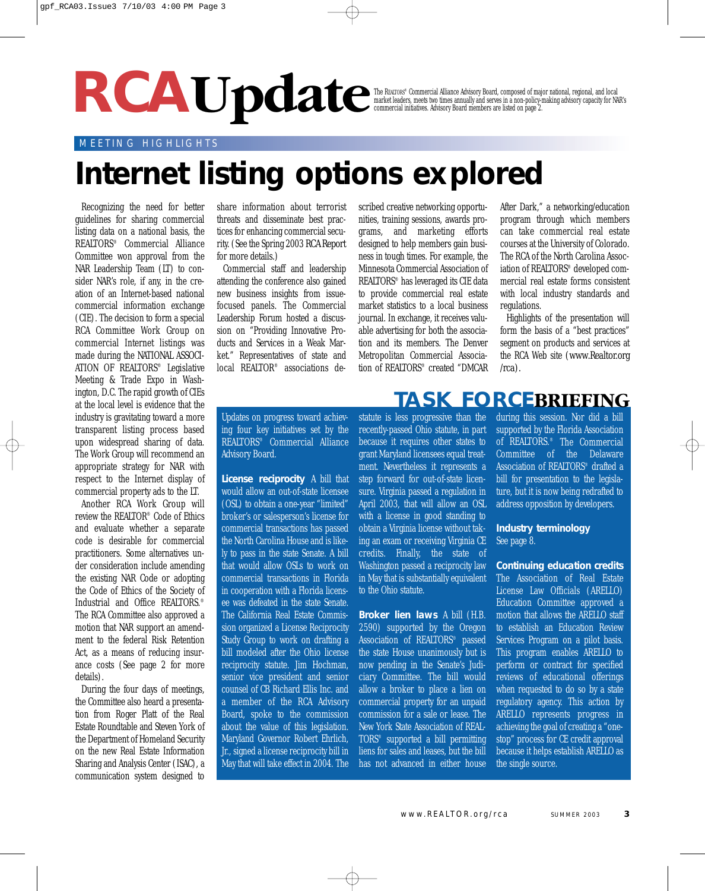# RCA Update

The REALTORS® Commercial Alliance Advisory Board, composed of major national, regional, and local market leaders, meets two times annually and serves in a non-policy-making advisory capacity for NAR's commercial initiatives. Advisory Board members are listed on page 2.

MEETING HIGHLIGHTS

## Internet listing options explored

Recognizing the need for better guidelines for sharing commercial listing data on a national basis, the REALTORS® Commercial Alliance Committee won approval from the NAR Leadership Team (LT) to consider NAR's role, if any, in the creation of an Internet-based national commercial information exchange (CIE). The decision to form a special RCA Committee Work Group on commercial Internet listings was made during the NATIONAL ASSOCIATION OF REALTORS® Legislative Meeting & Trade Expo in Washington, D.C. The rapid growth of CIEs at the local level is evidence that the industry is gravitating toward a more transparent listing process based upon widespread sharing of data. The Work Group will recommend an appropriate strategy for NAR with respect to the Internet display of commercial property ads to the LT.

Another RCA Work Group will review the REALTOR® Code of Ethics and evaluate whether a separate code is desirable for commercial practitioners. Some alternatives under consideration include amending the existing NAR Code or adopting the Code of Ethics of the Society of Industrial and Office REALTORS.® The RCA Committee also approved a motion that NAR support an amendment to the federal Risk Retention Act, as a means of reducing insurance costs (See page 2 for more details).

During the four days of meetings, the Committee also heard a presentation from Roger Platt of the Real Estate Roundtable and Steven York of the Department of Homeland Security on the new Real Estate Information Sharing and Analysis Center (ISAC), a communication system designed to share information about terrorist threats and disseminate best practices for enhancing commercial security. (See the Spring 2003 RCA Report for more details.)

Commercial staff and leadership attending the conference also gained new business insights from issue-focused panels. The Commercial Leadership Forum hosted a discussion on "Providing Innovative Products and Services in a Weak Market." Representatives of state and local REALTOR® associations described creative networking opportunities, training sessions, awards programs, and marketing efforts designed to help members gain business in tough times. For example, the Minnesota Commercial Association of REALTORS® has leveraged its CIE data to provide commercial real estate market statistics to a local business journal. In exchange, it receives valuable advertising for both the association and its members. The Denver Metropolitan Commercial Association of REALTORS® created "DMCAR After Dark," a networking/education program through which members can take commercial real estate courses at the University of Colorado. The RCA of the North Carolina Association of REALTORS® developed commercial real estate forms consistent with local industry standards and regulations.

Highlights of the presentation will form the basis of a "best practices" segment on products and services at the RCA Web site (www.Realtor.org/rca).

## TASK FORCE BRIEFING

Updates on progress toward achieving four key initiatives set by the REALTORS® Commercial Alliance Advisory Board.

**License reciprocity** A bill that would allow an out-of-state licensee (OSL) to obtain a one-year "limited" broker's or salesperson's license for commercial transactions has passed the North Carolina House and is likely to pass in the state Senate. A bill that would allow OSLs to work on commercial transactions in Florida in cooperation with a Florida licensee was defeated in the state Senate. The California Real Estate Commission organized a License Reciprocity Study Group to work on drafting a bill modeled after the Ohio license reciprocity statute. Jim Hochman, senior vice president and senior counsel of CB Richard Ellis Inc. and a member of the RCA Advisory Board, spoke to the commission about the value of this legislation. Maryland Governor Robert Ehrlich, Jr., signed a license reciprocity bill in May that will take effect in 2004. The statute is less progressive than the recently-passed Ohio statute, in part because it requires other states to grant Maryland licensees equal treatment. Nevertheless it represents a step forward for out-of-state licensure. Virginia passed a regulation in April 2003, that will allow an OSL with a license in good standing to obtain a Virginia license without taking an exam or receiving Virginia CE credits. Finally, the state of Washington passed a reciprocity law in May that is substantially equivalent to the Ohio statute.

**Broker lien laws** A bill (H.B. 2590) supported by the Oregon Association of REALTORS® passed the state House unanimously but is now pending in the Senate's Judiciary Committee. The bill would allow a broker to place a lien on commercial property for an unpaid commission for a sale or lease. The New York State Association of REALTORS® supported a bill permitting liens for sales and leases, but the bill has not advanced in either house during this session. Nor did a bill supported by the Florida Association of REALTORS.® The Commercial Committee of the Delaware Association of REALTORS® drafted a bill for presentation to the legislature, but it is now being redrafted to address opposition by developers.

**Industry terminology**
See page 8.

**Continuing education credits**
The Association of Real Estate License Law Officials (ARELLO) Education Committee approved a motion that allows the ARELLO staff to establish an Education Review Services Program on a pilot basis. This program enables ARELLO to perform or contract for specified reviews of educational offerings when requested to do so by a state regulatory agency. This action by ARELLO represents progress in achieving the goal of creating a "one-stop" process for CE credit approval because it helps establish ARELLO as the single source.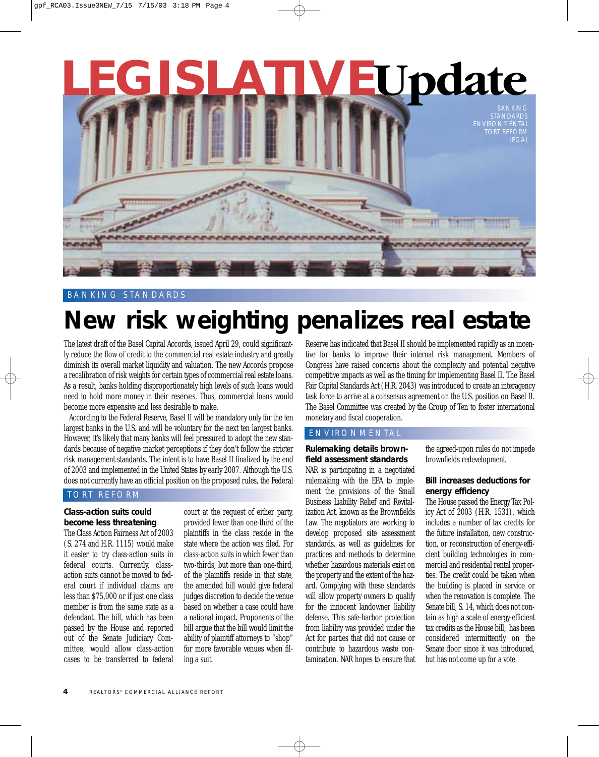# LEGISLATIVE Update

BANKING
STANDARDS
ENVIRONMENTAL
TORT REFORM
LEGAL

BANKING STANDARDS

## New risk weighting penalizes real estate

The latest draft of the Basel Capital Accords, issued April 29, could significantly reduce the flow of credit to the commercial real estate industry and greatly diminish its overall market liquidity and valuation. The new Accords propose a recalibration of risk weights for certain types of commercial real estate loans. As a result, banks holding disproportionately high levels of such loans would need to hold more money in their reserves. Thus, commercial loans would become more expensive and less desirable to make.

According to the Federal Reserve, Basel II will be mandatory only for the ten largest banks in the U.S. and will be voluntary for the next ten largest banks. However, it's likely that many banks will feel pressured to adopt the new standards because of negative market perceptions if they don't follow the stricter risk management standards. The intent is to have Basel II finalized by the end of 2003 and implemented in the United States by early 2007. Although the U.S. does not currently have an official position on the proposed rules, the Federal Reserve has indicated that Basel II should be implemented rapidly as an incentive for banks to improve their internal risk management. Members of Congress have raised concerns about the complexity and potential negative competitive impacts as well as the timing for implementing Basel II. The Basel Fair Capital Standards Act (H.R. 2043) was introduced to create an interagency task force to arrive at a consensus agreement on the U.S. position on Basel II. The Basel Committee was created by the Group of Ten to foster international monetary and fiscal cooperation.

TORT REFORM

### Class-action suits could become less threatening

The Class Action Fairness Act of 2003 (S. 274 and H.R. 1115) would make it easier to try class-action suits in federal courts. Currently, class-action suits cannot be moved to federal court if individual claims are less than $75,000 or if just one class member is from the same state as a defendant. The bill, which has been passed by the House and reported out of the Senate Judiciary Committee, would allow class-action cases to be transferred to federal court at the request of either party, provided fewer than one-third of the plaintiffs in the class reside in the state where the action was filed. For class-action suits in which fewer than two-thirds, but more than one-third, of the plaintiffs reside in that state, the amended bill would give federal judges discretion to decide the venue based on whether a case could have a national impact. Proponents of the bill argue that the bill would limit the ability of plaintiff attorneys to "shop" for more favorable venues when filing a suit.

ENVIRONMENTAL

### Rulemaking details brownfield assessment standards

NAR is participating in a negotiated rulemaking with the EPA to implement the provisions of the Small Business Liability Relief and Revitalization Act, known as the Brownfields Law. The negotiators are working to develop proposed site assessment standards, as well as guidelines for practices and methods to determine whether hazardous materials exist on the property and the extent of the hazard. Complying with these standards will allow property owners to qualify for the innocent landowner liability defense. This safe-harbor protection from liability was provided under the Act for parties that did not cause or contribute to hazardous waste contamination. NAR hopes to ensure that the agreed-upon rules do not impede brownfields redevelopment.

### Bill increases deductions for energy efficiency

The House passed the Energy Tax Policy Act of 2003 (H.R. 1531), which includes a number of tax credits for the future installation, new construction, or reconstruction of energy-efficient building technologies in commercial and residential rental properties. The credit could be taken when the building is placed in service or when the renovation is complete. The Senate bill, S. 14, which does not contain as high a scale of energy-efficient tax credits as the House bill, has been considered intermittently on the Senate floor since it was introduced, but has not come up for a vote.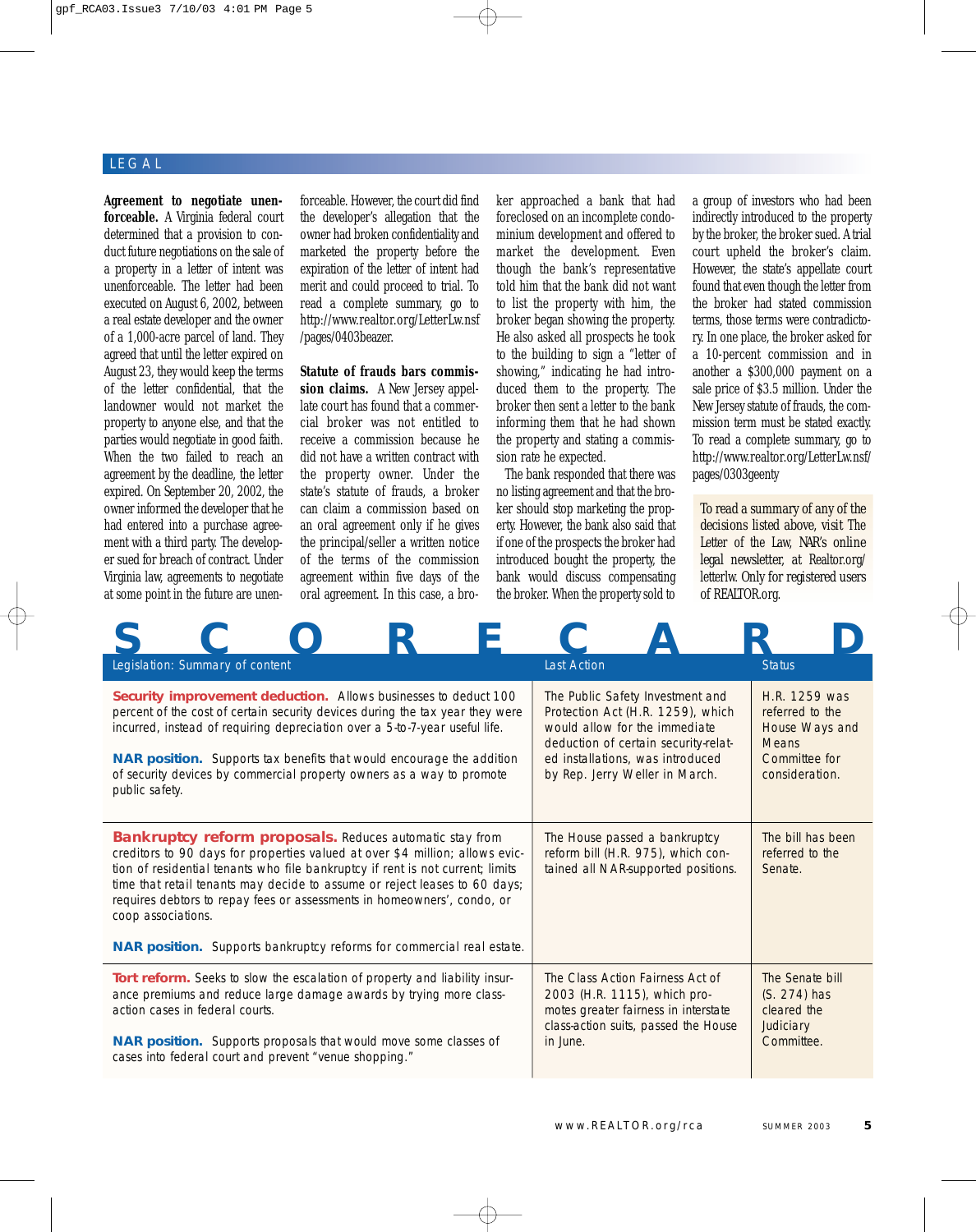## LEGAL

**Agreement to negotiate unenforceable.** A Virginia federal court determined that a provision to conduct future negotiations on the sale of a property in a letter of intent was unenforceable. The letter had been executed on August 6, 2002, between a real estate developer and the owner of a 1,000-acre parcel of land. They agreed that until the letter expired on August 23, they would keep the terms of the letter confidential, that the landowner would not market the property to anyone else, and that the parties would negotiate in good faith. When the two failed to reach an agreement by the deadline, the letter expired. On September 20, 2002, the owner informed the developer that he had entered into a purchase agreement with a third party. The developer sued for breach of contract. Under Virginia law, agreements to negotiate at some point in the future are unenforceable. However, the court did find the developer's allegation that the owner had broken confidentiality and marketed the property before the expiration of the letter of intent had merit and could proceed to trial. To read a complete summary, go to http://www.realtor.org/LetterLw.nsf/pages/0403beazer.

**Statute of frauds bars commission claims.** A New Jersey appellate court has found that a commercial broker was not entitled to receive a commission because he did not have a written contract with the property owner. Under the state's statute of frauds, a broker can claim a commission based on an oral agreement only if he gives the principal/seller a written notice of the terms of the commission agreement within five days of the oral agreement. In this case, a broker approached a bank that had foreclosed on an incomplete condominium development and offered to market the development. Even though the bank's representative told him that the bank did not want to list the property with him, the broker began showing the property. He also asked all prospects he took to the building to sign a "letter of showing," indicating he had introduced them to the property. The broker then sent a letter to the bank informing them that he had shown the property and stating a commission rate he expected.

The bank responded that there was no listing agreement and that the broker should stop marketing the property. However, the bank also said that if one of the prospects the broker had introduced bought the property, the bank would discuss compensating the broker. When the property sold to a group of investors who had been indirectly introduced to the property by the broker, the broker sued. A trial court upheld the broker's claim. However, the state's appellate court found that even though the letter from the broker had stated commission terms, those terms were contradictory. In one place, the broker asked for a 10-percent commission and in another a $300,000 payment on a sale price of $3.5 million. Under the New Jersey statute of frauds, the commission term must be stated exactly. To read a complete summary, go to http://www.realtor.org/LetterLw.nsf/pages/0303geenty

To read a summary of any of the decisions listed above, visit The Letter of the Law, NAR's online legal newsletter, at Realtor.org/letterlw. Only for registered users of REALTOR.org.

## SCORECARD

| Legislation: Summary of content | Last Action | Status |
|---|---|---|
| **Security improvement deduction.** Allows businesses to deduct 100 percent of the cost of certain security devices during the tax year they were incurred, instead of requiring depreciation over a 5-to-7-year useful life.<br><br>**NAR position.** Supports tax benefits that would encourage the addition of security devices by commercial property owners as a way to promote public safety. | The Public Safety Investment and Protection Act (H.R. 1259), which would allow for the immediate deduction of certain security-related installations, was introduced by Rep. Jerry Weller in March. | H.R. 1259 was referred to the House Ways and Means Committee for consideration. |
| **Bankruptcy reform proposals.** Reduces automatic stay from creditors to 90 days for properties valued at over $4 million; allows eviction of residential tenants who file bankruptcy if rent is not current; limits time that retail tenants may decide to assume or reject leases to 60 days; requires debtors to repay fees or assessments in homeowners', condo, or coop associations.<br><br>**NAR position.** Supports bankruptcy reforms for commercial real estate. | The House passed a bankruptcy reform bill (H.R. 975), which contained all NAR-supported positions. | The bill has been referred to the Senate. |
| **Tort reform.** Seeks to slow the escalation of property and liability insurance premiums and reduce large damage awards by trying more class-action cases in federal courts.<br><br>**NAR position.** Supports proposals that would move some classes of cases into federal court and prevent "venue shopping." | The Class Action Fairness Act of 2003 (H.R. 1115), which promotes greater fairness in interstate class-action suits, passed the House in June. | The Senate bill (S. 274) has cleared the Judiciary Committee. |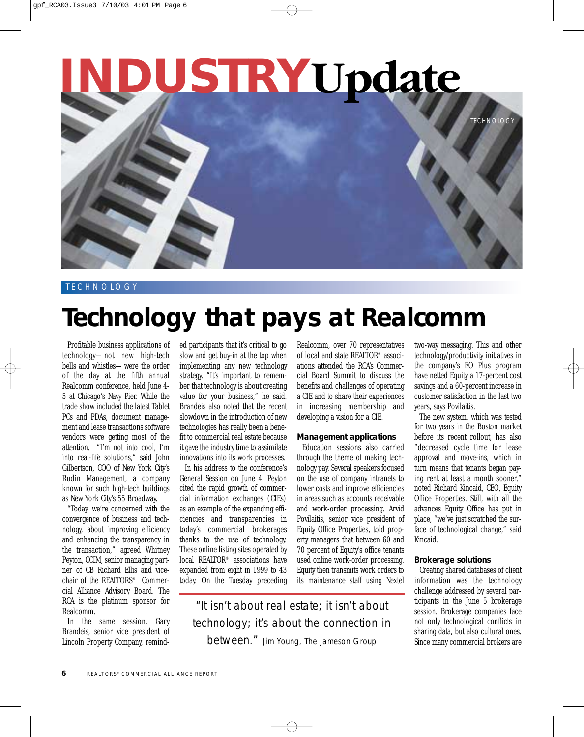# INDUSTRY Update

TECHNOLOGY

## Technology that pays at Realcomm

Profitable business applications of technology—not new high-tech bells and whistles—were the order of the day at the fifth annual Realcomm conference, held June 4-5 at Chicago's Navy Pier. While the trade show included the latest Tablet PCs and PDAs, document management and lease transactions software vendors were getting most of the attention. "I'm not into cool, I'm into real-life solutions," said John Gilbertson, COO of New York City's Rudin Management, a company known for such high-tech buildings as New York City's 55 Broadway.

"Today, we're concerned with the convergence of business and technology, about improving efficiency and enhancing the transparency in the transaction," agreed Whitney Peyton, CCIM, senior managing partner of CB Richard Ellis and vice-chair of the REALTORS® Commercial Alliance Advisory Board. The RCA is the platinum sponsor for Realcomm.

In the same session, Gary Brandeis, senior vice president of Lincoln Property Company, reminded participants that it's critical to go slow and get buy-in at the top when implementing any new technology strategy. "It's important to remember that technology is about creating value for your business," he said. Brandeis also noted that the recent slowdown in the introduction of new technologies has really been a benefit to commercial real estate because it gave the industry time to assimilate innovations into its work processes.

In his address to the conference's General Session on June 4, Peyton cited the rapid growth of commercial information exchanges (CIEs) as an example of the expanding efficiencies and transparencies in today's commercial brokerages thanks to the use of technology. These online listing sites operated by local REALTOR® associations have expanded from eight in 1999 to 43 today. On the Tuesday preceding Realcomm, over 70 representatives of local and state REALTOR® associations attended the RCA's Commercial Board Summit to discuss the benefits and challenges of operating a CIE and to share their experiences in increasing membership and developing a vision for a CIE.

### Management applications

Education sessions also carried through the theme of making technology pay. Several speakers focused on the use of company intranets to lower costs and improve efficiencies in areas such as accounts receivable and work-order processing. Arvid Povilaitis, senior vice president of Equity Office Properties, told property managers that between 60 and 70 percent of Equity's office tenants used online work-order processing. Equity then transmits work orders to its maintenance staff using Nextel two-way messaging. This and other technology/productivity initiatives in the company's EO Plus program have netted Equity a 17-percent cost savings and a 60-percent increase in customer satisfaction in the last two years, says Povilaitis.

The new system, which was tested for two years in the Boston market before its recent rollout, has also "decreased cycle time for lease approval and move-ins, which in turn means that tenants began paying rent at least a month sooner," noted Richard Kincaid, CEO, Equity Office Properties. Still, with all the advances Equity Office has put in place, "we've just scratched the surface of technological change," said Kincaid.

> "It isn't about real estate; it isn't about technology; it's about the connection in between." Jim Young, The Jameson Group

### Brokerage solutions

Creating shared databases of client information was the technology challenge addressed by several participants in the June 5 brokerage session. Brokerage companies face not only technological conflicts in sharing data, but also cultural ones. Since many commercial brokers are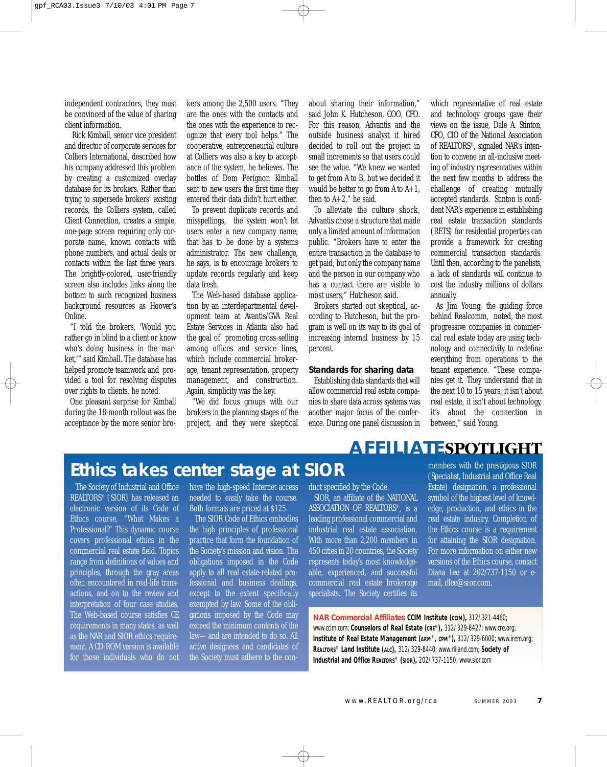independent contractors, they must be convinced of the value of sharing client information.

Rick Kimball, senior vice president and director of corporate services for Colliers International, described how his company addressed this problem by creating a customized overlay database for its brokers. Rather than trying to supersede brokers' existing records, the Colliers system, called Client Connection, creates a simple, one-page screen requiring only corporate name, known contacts with phone numbers, and actual deals or contacts within the last three years. The brightly-colored, user-friendly screen also includes links along the bottom to such recognized business background resources as Hoover's Online.

"I told the brokers, 'Would you rather go in blind to a client or know who's doing business in the market,'" said Kimball. The database has helped promote teamwork and provided a tool for resolving disputes over rights to clients, he noted.

One pleasant surprise for Kimball during the 18-month rollout was the acceptance by the more senior brokers among the 2,500 users. "They are the ones with the contacts and the ones with the experience to recognize that every tool helps." The cooperative, entrepreneurial culture at Colliers was also a key to acceptance of the system, he believes. The bottles of Dom Perignon Kimball sent to new users the first time they entered their data didn't hurt either.

To prevent duplicate records and misspellings, the system won't let users enter a new company name; that has to be done by a systems administrator. The new challenge, he says, is to encourage brokers to update records regularly and keep data fresh.

The Web-based database application by an interdepartmental development team at Avantis/GVA Real Estate Services in Atlanta also had the goal of promoting cross-selling among offices and service lines, which include commercial brokerage, tenant representation, property management, and construction. Again, simplicity was the key.

"We did focus groups with our brokers in the planning stages of the project, and they were skeptical about sharing their information," said John K. Hutcheson, COO, CFO. For this reason, Advantis and the outside business analyst it hired decided to roll out the project in small increments so that users could see the value. "We knew we wanted to get from A to B, but we decided it would be better to go from A to A+1, then to A+2," he said.

To alleviate the culture shock, Advantis chose a structure that made only a limited amount of information public. "Brokers have to enter the entire transaction in the database to get paid, but only the company name and the person at our company who has a contact there are visible to most users," Hutcheson said.

Brokers started out skeptical, according to Hutcheson, but the program is well on its way to its goal of increasing internal business by 15 percent.

### Standards for sharing data

Establishing data standards that will allow commercial real estate companies to share data across systems was another major focus of the conference. During one panel discussion in which representative of real estate and technology groups gave their views on the issue, Dale A. Stinton, CFO, CIO of the National Association of REALTORS®, signaled NAR's intention to convene an all-inclusive meeting of industry representatives within the next few months to address the challenge of creating mutually accepted standards. Stinton is confident NAR's experience in establishing real estate transaction standards (RETS) for residential properties can provide a framework for creating commercial transaction standards. Until then, according to the panelists, a lack of standards will continue to cost the industry millions of dollars annually.

As Jim Young, the guiding force behind Realcomm, noted, the most progressive companies in commercial real estate today are using technology and connectivity to redefine everything from operations to the tenant experience. "These companies get it. They understand that in the next 10 to 15 years, it isn't about real estate, it isn't about technology, it's about the connection in between," said Young.

## AFFILIATE SPOTLIGHT

## Ethics takes center stage at SIOR

The Society of Industrial and Office REALTORS® (SIOR) has released an electronic version of its Code of Ethics course, "What Makes a Professional?" This dynamic course covers professional ethics in the commercial real estate field. Topics range from definitions of values and principles, through the gray areas often encountered in real-life transactions, and on to the review and interpretation of four case studies. The Web-based course satisfies CE requirements in many states, as well as the NAR and SIOR ethics requirement. A CD-ROM version is available for those individuals who do not have the high-speed Internet access needed to easily take the course. Both formats are priced at $125.

The SIOR Code of Ethics embodies the high principles of professional practice that form the foundation of the Society's mission and vision. The obligations imposed in the Code apply to all real estate-related professional and business dealings, except to the extent specifically exempted by law. Some of the obligations imposed by the Code may exceed the minimum contents of the law— and are intended to do so. All active designees and candidates of the Society must adhere to the conduct specified by the Code.

SIOR, an affiliate of the NATIONAL ASSOCIATION OF REALTORS®, is a leading professional commercial and industrial real estate association. With more than 2,200 members in 450 cities in 20 countries, the Society represents today's most knowledgeable, experienced, and successful commercial real estate brokerage specialists. The Society certifies its members with the prestigious SIOR (Specialist, Industrial and Office Real Estate) designation, a professional symbol of the highest level of knowledge, production, and ethics in the real estate industry. Completion of the Ethics course is a requirement for attaining the SIOR designation. For more information on either new versions of the Ethics course, contact Diana Lee at 202/737-1150 or e-mail, dlee@sior.com.

**NAR Commercial Affiliates** **CCIM Institute (CCIM),** 312/321-4460; www.ccim.com; **Counselors of Real Estate (CRE®),** 312/329-8427; www.cre.org; **Institute of Real Estate Management (ARM®, CPM®),** 312/329-6000; www.irem.org; **REALTORS® Land Institute (ALC),** 312/329-8440; www.rliland.com; **Society of Industrial and Office REALTORS® (SIOR),** 202/737-1150; www.sior.com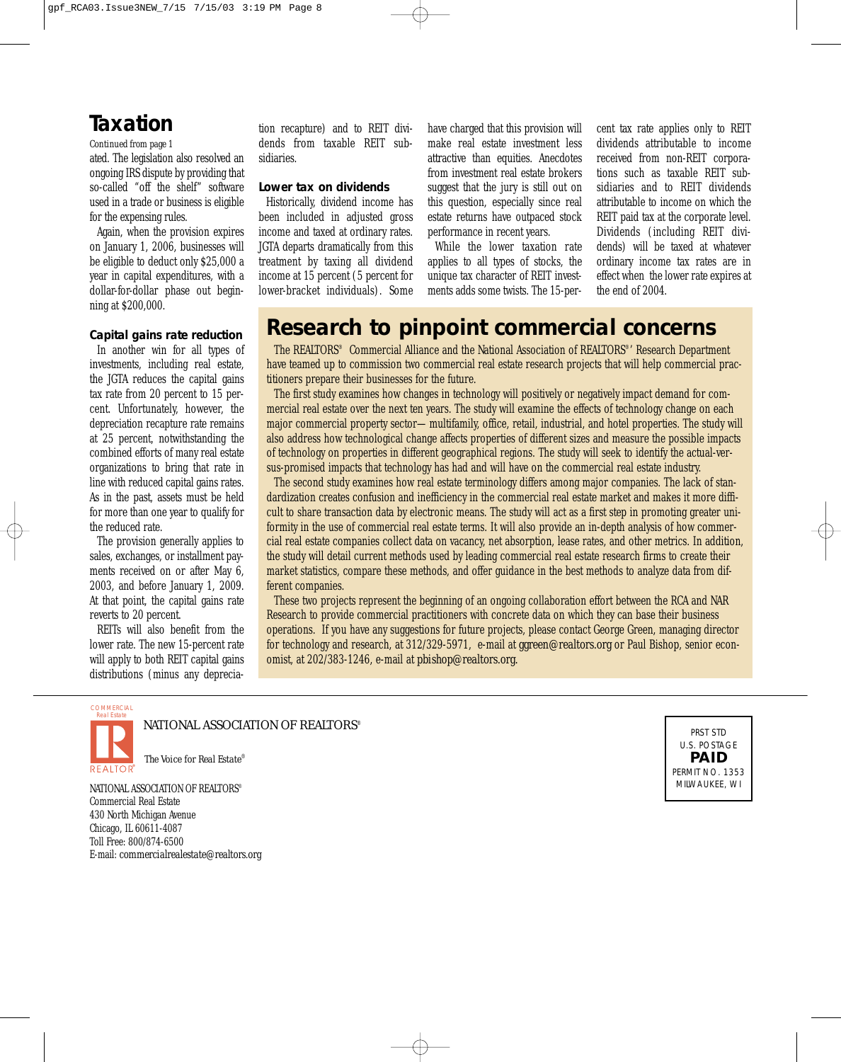## Taxation

Continued from page 1

ated. The legislation also resolved an ongoing IRS dispute by providing that so-called "off the shelf" software used in a trade or business is eligible for the expensing rules.

Again, when the provision expires on January 1, 2006, businesses will be eligible to deduct only $25,000 a year in capital expenditures, with a dollar-for-dollar phase out beginning at $200,000.

### Capital gains rate reduction

In another win for all types of investments, including real estate, the JGTA reduces the capital gains tax rate from 20 percent to 15 percent. Unfortunately, however, the depreciation recapture rate remains at 25 percent, notwithstanding the combined efforts of many real estate organizations to bring that rate in line with reduced capital gains rates. As in the past, assets must be held for more than one year to qualify for the reduced rate.

The provision generally applies to sales, exchanges, or installment payments received on or after May 6, 2003, and before January 1, 2009. At that point, the capital gains rate reverts to 20 percent.

REITs will also benefit from the lower rate. The new 15-percent rate will apply to both REIT capital gains distributions (minus any depreciation recapture) and to REIT dividends from taxable REIT subsidiaries.

### Lower tax on dividends

Historically, dividend income has been included in adjusted gross income and taxed at ordinary rates. JGTA departs dramatically from this treatment by taxing all dividend income at 15 percent (5 percent for lower-bracket individuals). Some have charged that this provision will make real estate investment less attractive than equities. Anecdotes from investment real estate brokers suggest that the jury is still out on this question, especially since real estate returns have outpaced stock performance in recent years.

While the lower taxation rate applies to all types of stocks, the unique tax character of REIT investments adds some twists. The 15-percent tax rate applies only to REIT dividends attributable to income received from non-REIT corporations such as taxable REIT subsidiaries and to REIT dividends attributable to income on which the REIT paid tax at the corporate level. Dividends (including REIT dividends) will be taxed at whatever ordinary income tax rates are in effect when the lower rate expires at the end of 2004.

## Research to pinpoint commercial concerns

The REALTORS® Commercial Alliance and the National Association of REALTORS®' Research Department have teamed up to commission two commercial real estate research projects that will help commercial practitioners prepare their businesses for the future.

The first study examines how changes in technology will positively or negatively impact demand for commercial real estate over the next ten years. The study will examine the effects of technology change on each major commercial property sector— multifamily, office, retail, industrial, and hotel properties. The study will also address how technological change affects properties of different sizes and measure the possible impacts of technology on properties in different geographical regions. The study will seek to identify the actual-versus-promised impacts that technology has had and will have on the commercial real estate industry.

The second study examines how real estate terminology differs among major companies. The lack of standardization creates confusion and inefficiency in the commercial real estate market and makes it more difficult to share transaction data by electronic means. The study will act as a first step in promoting greater uniformity in the use of commercial real estate terms. It will also provide an in-depth analysis of how commercial real estate companies collect data on vacancy, net absorption, lease rates, and other metrics. In addition, the study will detail current methods used by leading commercial real estate research firms to create their market statistics, compare these methods, and offer guidance in the best methods to analyze data from different companies.

These two projects represent the beginning of an ongoing collaboration effort between the RCA and NAR Research to provide commercial practitioners with concrete data on which they can base their business operations. If you have any suggestions for future projects, please contact George Green, managing director for technology and research, at 312/329-5971, e-mail at ggreen@realtors.org or Paul Bishop, senior economist, at 202/383-1246, e-mail at pbishop@realtors.org.

---

COMMERCIAL Real Estate

REALTOR®

NATIONAL ASSOCIATION OF REALTORS®

The Voice for Real Estate®

NATIONAL ASSOCIATION OF REALTORS®
Commercial Real Estate
430 North Michigan Avenue
Chicago, IL 60611-4087
Toll Free: 800/874-6500
E-mail: commercialrealestate@realtors.org

PRST STD
U.S. POSTAGE
**PAID**
PERMIT NO. 1353
MILWAUKEE, WI